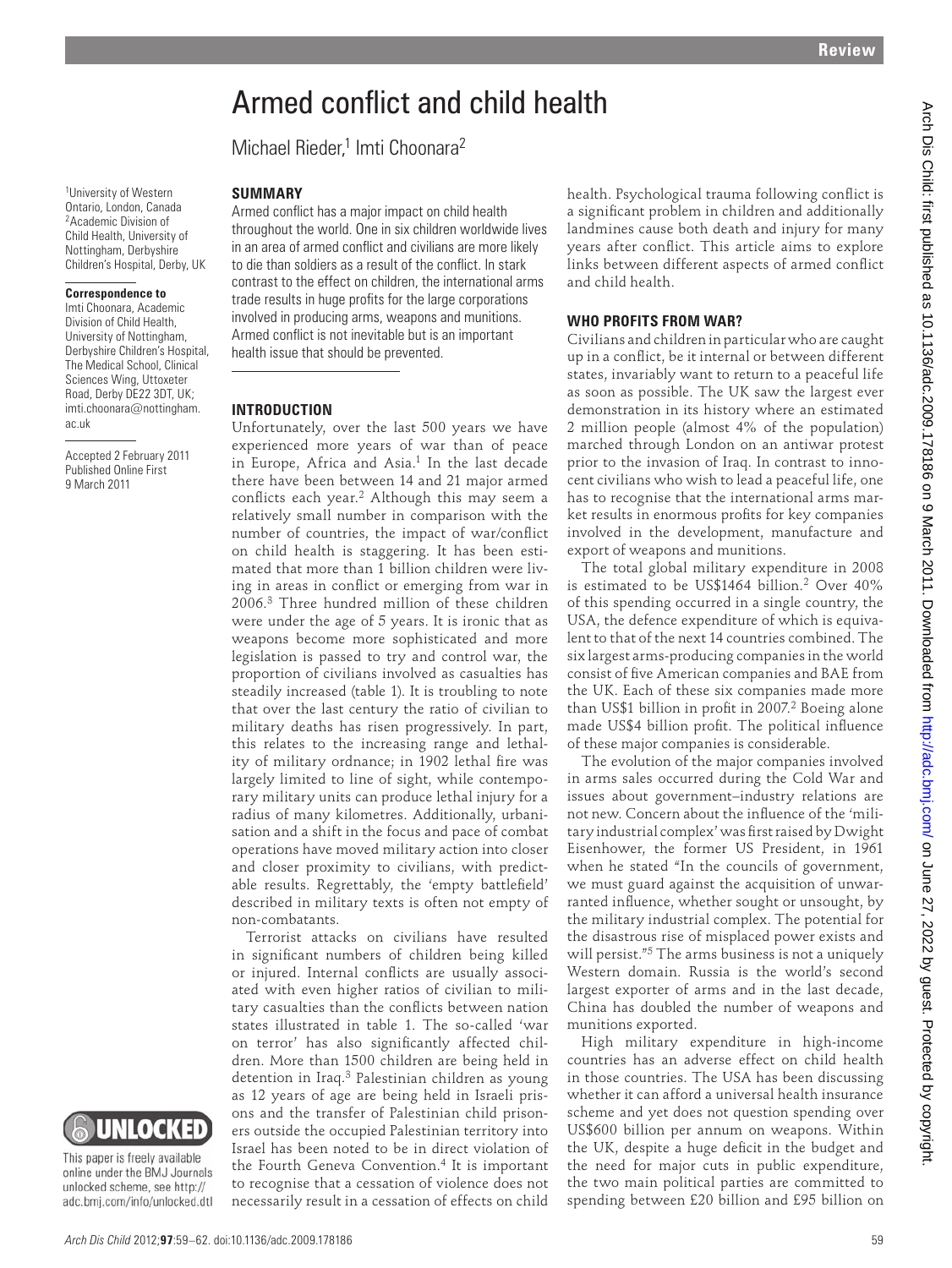# Armed conflict and child health

Michael Rieder,[1] Imti Choonara[2]

[1]University of Western Ontario, London, Canada
[2]Academic Division of Child Health, University of Nottingham, Derbyshire Children's Hospital, Derby, UK

**Correspondence to**
Imti Choonara, Academic Division of Child Health, University of Nottingham, Derbyshire Children's Hospital, The Medical School, Clinical Sciences Wing, Uttoxeter Road, Derby DE22 3DT, UK; imti.choonara@nottingham.ac.uk

Accepted 2 February 2011
Published Online First 9 March 2011

This paper is freely available online under the BMJ Journals unlocked scheme, see http://adc.bmj.com/info/unlocked.dtl

## SUMMARY

Armed conflict has a major impact on child health throughout the world. One in six children worldwide lives in an area of armed conflict and civilians are more likely to die than soldiers as a result of the conflict. In stark contrast to the effect on children, the international arms trade results in huge profits for the large corporations involved in producing arms, weapons and munitions. Armed conflict is not inevitable but is an important health issue that should be prevented.

## INTRODUCTION

Unfortunately, over the last 500 years we have experienced more years of war than of peace in Europe, Africa and Asia.[1] In the last decade there have been between 14 and 21 major armed conflicts each year.[2] Although this may seem a relatively small number in comparison with the number of countries, the impact of war/conflict on child health is staggering. It has been estimated that more than 1 billion children were living in areas in conflict or emerging from war in 2006.[3] Three hundred million of these children were under the age of 5 years. It is ironic that as weapons become more sophisticated and more legislation is passed to try and control war, the proportion of civilians involved as casualties has steadily increased (table 1). It is troubling to note that over the last century the ratio of civilian to military deaths has risen progressively. In part, this relates to the increasing range and lethality of military ordnance; in 1902 lethal fire was largely limited to line of sight, while contemporary military units can produce lethal injury for a radius of many kilometres. Additionally, urbanisation and a shift in the focus and pace of combat operations have moved military action into closer and closer proximity to civilians, with predictable results. Regrettably, the 'empty battlefield' described in military texts is often not empty of non-combatants.

Terrorist attacks on civilians have resulted in significant numbers of children being killed or injured. Internal conflicts are usually associated with even higher ratios of civilian to military casualties than the conflicts between nation states illustrated in table 1. The so-called 'war on terror' has also significantly affected children. More than 1500 children are being held in detention in Iraq.[3] Palestinian children as young as 12 years of age are being held in Israeli prisons and the transfer of Palestinian child prisoners outside the occupied Palestinian territory into Israel has been noted to be in direct violation of the Fourth Geneva Convention.[4] It is important to recognise that a cessation of violence does not necessarily result in a cessation of effects on child health. Psychological trauma following conflict is a significant problem in children and additionally landmines cause both death and injury for many years after conflict. This article aims to explore links between different aspects of armed conflict and child health.

## WHO PROFITS FROM WAR?

Civilians and children in particular who are caught up in a conflict, be it internal or between different states, invariably want to return to a peaceful life as soon as possible. The UK saw the largest ever demonstration in its history where an estimated 2 million people (almost 4% of the population) marched through London on an antiwar protest prior to the invasion of Iraq. In contrast to innocent civilians who wish to lead a peaceful life, one has to recognise that the international arms market results in enormous profits for key companies involved in the development, manufacture and export of weapons and munitions.

The total global military expenditure in 2008 is estimated to be US$1464 billion.[2] Over 40% of this spending occurred in a single country, the USA, the defence expenditure of which is equivalent to that of the next 14 countries combined. The six largest arms-producing companies in the world consist of five American companies and BAE from the UK. Each of these six companies made more than US$1 billion in profit in 2007.[2] Boeing alone made US$4 billion profit. The political influence of these major companies is considerable.

The evolution of the major companies involved in arms sales occurred during the Cold War and issues about government–industry relations are not new. Concern about the influence of the 'military industrial complex' was first raised by Dwight Eisenhower, the former US President, in 1961 when he stated "In the councils of government, we must guard against the acquisition of unwarranted influence, whether sought or unsought, by the military industrial complex. The potential for the disastrous rise of misplaced power exists and will persist."[5] The arms business is not a uniquely Western domain. Russia is the world's second largest exporter of arms and in the last decade, China has doubled the number of weapons and munitions exported.

High military expenditure in high-income countries has an adverse effect on child health in those countries. The USA has been discussing whether it can afford a universal health insurance scheme and yet does not question spending over US$600 billion per annum on weapons. Within the UK, despite a huge deficit in the budget and the need for major cuts in public expenditure, the two main political parties are committed to spending between £20 billion and £95 billion on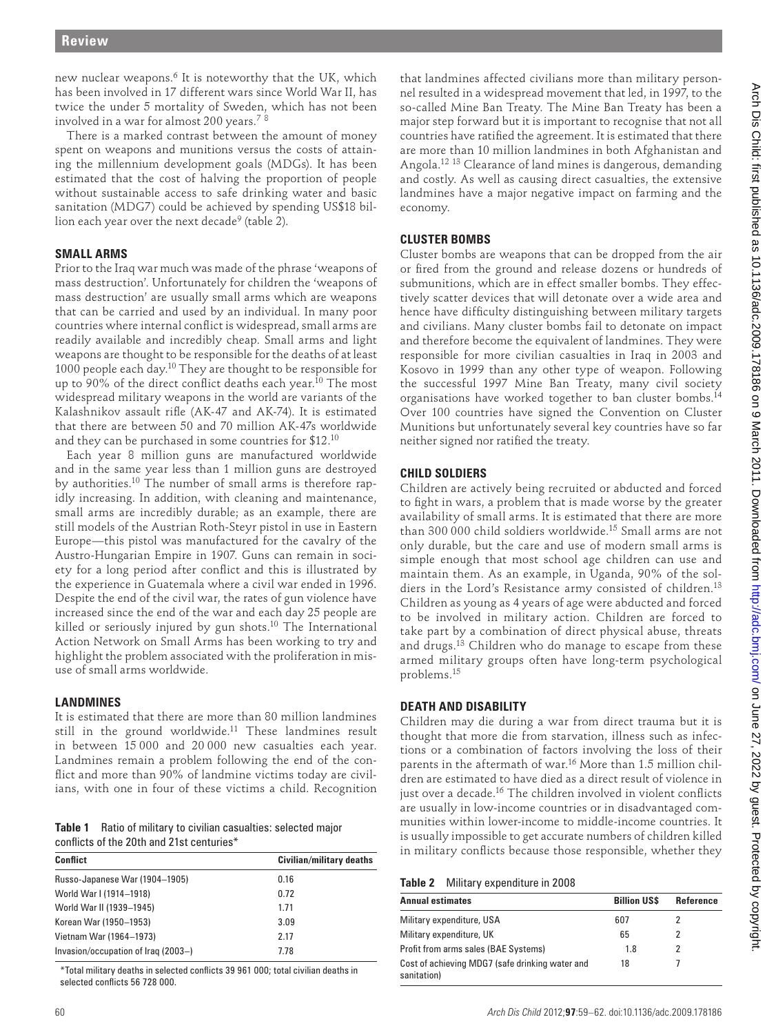new nuclear weapons.[6] It is noteworthy that the UK, which has been involved in 17 different wars since World War II, has twice the under 5 mortality of Sweden, which has not been involved in a war for almost 200 years.[7 8]

There is a marked contrast between the amount of money spent on weapons and munitions versus the costs of attaining the millennium development goals (MDGs). It has been estimated that the cost of halving the proportion of people without sustainable access to safe drinking water and basic sanitation (MDG7) could be achieved by spending US$18 billion each year over the next decade[9] (table 2).

## SMALL ARMS

Prior to the Iraq war much was made of the phrase 'weapons of mass destruction'. Unfortunately for children the 'weapons of mass destruction' are usually small arms which are weapons that can be carried and used by an individual. In many poor countries where internal conflict is widespread, small arms are readily available and incredibly cheap. Small arms and light weapons are thought to be responsible for the deaths of at least 1000 people each day.[10] They are thought to be responsible for up to 90% of the direct conflict deaths each year.[10] The most widespread military weapons in the world are variants of the Kalashnikov assault rifle (AK-47 and AK-74). It is estimated that there are between 50 and 70 million AK-47s worldwide and they can be purchased in some countries for $12.[10]

Each year 8 million guns are manufactured worldwide and in the same year less than 1 million guns are destroyed by authorities.[10] The number of small arms is therefore rapidly increasing. In addition, with cleaning and maintenance, small arms are incredibly durable; as an example, there are still models of the Austrian Roth-Steyr pistol in use in Eastern Europe—this pistol was manufactured for the cavalry of the Austro-Hungarian Empire in 1907. Guns can remain in society for a long period after conflict and this is illustrated by the experience in Guatemala where a civil war ended in 1996. Despite the end of the civil war, the rates of gun violence have increased since the end of the war and each day 25 people are killed or seriously injured by gun shots.[10] The International Action Network on Small Arms has been working to try and highlight the problem associated with the proliferation in misuse of small arms worldwide.

## LANDMINES

It is estimated that there are more than 80 million landmines still in the ground worldwide.[11] These landmines result in between 15 000 and 20 000 new casualties each year. Landmines remain a problem following the end of the conflict and more than 90% of landmine victims today are civilians, with one in four of these victims a child. Recognition that landmines affected civilians more than military personnel resulted in a widespread movement that led, in 1997, to the so-called Mine Ban Treaty. The Mine Ban Treaty has been a major step forward but it is important to recognise that not all countries have ratified the agreement. It is estimated that there are more than 10 million landmines in both Afghanistan and Angola.[12 13] Clearance of land mines is dangerous, demanding and costly. As well as causing direct casualties, the extensive landmines have a major negative impact on farming and the economy.

**Table 1** Ratio of military to civilian casualties: selected major conflicts of the 20th and 21st centuries*

| Conflict | Civilian/military deaths |
|---|---|
| Russo-Japanese War (1904–1905) | 0.16 |
| World War I (1914–1918) | 0.72 |
| World War II (1939–1945) | 1.71 |
| Korean War (1950–1953) | 3.09 |
| Vietnam War (1964–1973) | 2.17 |
| Invasion/occupation of Iraq (2003–) | 7.78 |

*Total military deaths in selected conflicts 39 961 000; total civilian deaths in selected conflicts 56 728 000.

## CLUSTER BOMBS

Cluster bombs are weapons that can be dropped from the air or fired from the ground and release dozens or hundreds of submunitions, which are in effect smaller bombs. They effectively scatter devices that will detonate over a wide area and hence have difficulty distinguishing between military targets and civilians. Many cluster bombs fail to detonate on impact and therefore become the equivalent of landmines. They were responsible for more civilian casualties in Iraq in 2003 and Kosovo in 1999 than any other type of weapon. Following the successful 1997 Mine Ban Treaty, many civil society organisations have worked together to ban cluster bombs.[14] Over 100 countries have signed the Convention on Cluster Munitions but unfortunately several key countries have so far neither signed nor ratified the treaty.

## CHILD SOLDIERS

Children are actively being recruited or abducted and forced to fight in wars, a problem that is made worse by the greater availability of small arms. It is estimated that there are more than 300 000 child soldiers worldwide.[15] Small arms are not only durable, but the care and use of modern small arms is simple enough that most school age children can use and maintain them. As an example, in Uganda, 90% of the soldiers in the Lord's Resistance army consisted of children.[13] Children as young as 4 years of age were abducted and forced to be involved in military action. Children are forced to take part by a combination of direct physical abuse, threats and drugs.[13] Children who do manage to escape from these armed military groups often have long-term psychological problems.[15]

## DEATH AND DISABILITY

Children may die during a war from direct trauma but it is thought that more die from starvation, illness such as infections or a combination of factors involving the loss of their parents in the aftermath of war.[16] More than 1.5 million children are estimated to have died as a direct result of violence in just over a decade.[16] The children involved in violent conflicts are usually in low-income countries or in disadvantaged communities within lower-income to middle-income countries. It is usually impossible to get accurate numbers of children killed in military conflicts because those responsible, whether they

**Table 2** Military expenditure in 2008

| Annual estimates | Billion US$ | Reference |
|---|---|---|
| Military expenditure, USA | 607 | 2 |
| Military expenditure, UK | 65 | 2 |
| Profit from arms sales (BAE Systems) | 1.8 | 2 |
| Cost of achieving MDG7 (safe drinking water and sanitation) | 18 | 7 |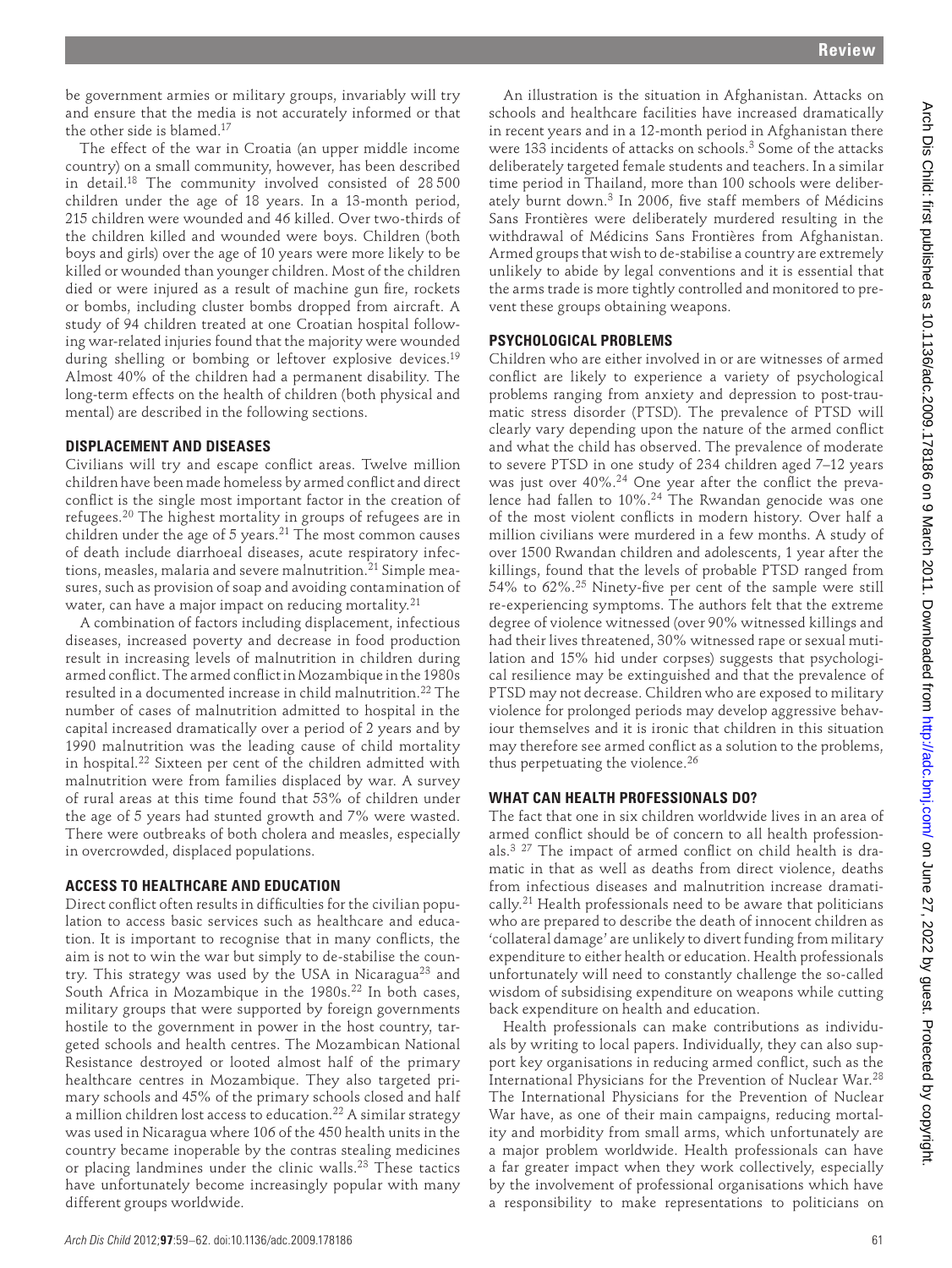be government armies or military groups, invariably will try and ensure that the media is not accurately informed or that the other side is blamed.[17]

The effect of the war in Croatia (an upper middle income country) on a small community, however, has been described in detail.[18] The community involved consisted of 28 500 children under the age of 18 years. In a 13-month period, 215 children were wounded and 46 killed. Over two-thirds of the children killed and wounded were boys. Children (both boys and girls) over the age of 10 years were more likely to be killed or wounded than younger children. Most of the children died or were injured as a result of machine gun fire, rockets or bombs, including cluster bombs dropped from aircraft. A study of 94 children treated at one Croatian hospital following war-related injuries found that the majority were wounded during shelling or bombing or leftover explosive devices.[19] Almost 40% of the children had a permanent disability. The long-term effects on the health of children (both physical and mental) are described in the following sections.

## DISPLACEMENT AND DISEASES

Civilians will try and escape conflict areas. Twelve million children have been made homeless by armed conflict and direct conflict is the single most important factor in the creation of refugees.[20] The highest mortality in groups of refugees are in children under the age of 5 years.[21] The most common causes of death include diarrhoeal diseases, acute respiratory infections, measles, malaria and severe malnutrition.[21] Simple measures, such as provision of soap and avoiding contamination of water, can have a major impact on reducing mortality.[21]

A combination of factors including displacement, infectious diseases, increased poverty and decrease in food production result in increasing levels of malnutrition in children during armed conflict. The armed conflict in Mozambique in the 1980s resulted in a documented increase in child malnutrition.[22] The number of cases of malnutrition admitted to hospital in the capital increased dramatically over a period of 2 years and by 1990 malnutrition was the leading cause of child mortality in hospital.[22] Sixteen per cent of the children admitted with malnutrition were from families displaced by war. A survey of rural areas at this time found that 53% of children under the age of 5 years had stunted growth and 7% were wasted. There were outbreaks of both cholera and measles, especially in overcrowded, displaced populations.

## ACCESS TO HEALTHCARE AND EDUCATION

Direct conflict often results in difficulties for the civilian population to access basic services such as healthcare and education. It is important to recognise that in many conflicts, the aim is not to win the war but simply to de-stabilise the country. This strategy was used by the USA in Nicaragua[23] and South Africa in Mozambique in the 1980s.[22] In both cases, military groups that were supported by foreign governments hostile to the government in power in the host country, targeted schools and health centres. The Mozambican National Resistance destroyed or looted almost half of the primary healthcare centres in Mozambique. They also targeted primary schools and 45% of the primary schools closed and half a million children lost access to education.[22] A similar strategy was used in Nicaragua where 106 of the 450 health units in the country became inoperable by the contras stealing medicines or placing landmines under the clinic walls.[23] These tactics have unfortunately become increasingly popular with many different groups worldwide.

An illustration is the situation in Afghanistan. Attacks on schools and healthcare facilities have increased dramatically in recent years and in a 12-month period in Afghanistan there were 133 incidents of attacks on schools.[3] Some of the attacks deliberately targeted female students and teachers. In a similar time period in Thailand, more than 100 schools were deliberately burnt down.[3] In 2006, five staff members of Médicins Sans Frontières were deliberately murdered resulting in the withdrawal of Médicins Sans Frontières from Afghanistan. Armed groups that wish to de-stabilise a country are extremely unlikely to abide by legal conventions and it is essential that the arms trade is more tightly controlled and monitored to prevent these groups obtaining weapons.

## PSYCHOLOGICAL PROBLEMS

Children who are either involved in or are witnesses of armed conflict are likely to experience a variety of psychological problems ranging from anxiety and depression to post-traumatic stress disorder (PTSD). The prevalence of PTSD will clearly vary depending upon the nature of the armed conflict and what the child has observed. The prevalence of moderate to severe PTSD in one study of 234 children aged 7–12 years was just over 40%.[24] One year after the conflict the prevalence had fallen to 10%.[24] The Rwandan genocide was one of the most violent conflicts in modern history. Over half a million civilians were murdered in a few months. A study of over 1500 Rwandan children and adolescents, 1 year after the killings, found that the levels of probable PTSD ranged from 54% to 62%.[25] Ninety-five per cent of the sample were still re-experiencing symptoms. The authors felt that the extreme degree of violence witnessed (over 90% witnessed killings and had their lives threatened, 30% witnessed rape or sexual mutilation and 15% hid under corpses) suggests that psychological resilience may be extinguished and that the prevalence of PTSD may not decrease. Children who are exposed to military violence for prolonged periods may develop aggressive behaviour themselves and it is ironic that children in this situation may therefore see armed conflict as a solution to the problems, thus perpetuating the violence.[26]

## WHAT CAN HEALTH PROFESSIONALS DO?

The fact that one in six children worldwide lives in an area of armed conflict should be of concern to all health professionals.[3, 27] The impact of armed conflict on child health is dramatic in that as well as deaths from direct violence, deaths from infectious diseases and malnutrition increase dramatically.[21] Health professionals need to be aware that politicians who are prepared to describe the death of innocent children as 'collateral damage' are unlikely to divert funding from military expenditure to either health or education. Health professionals unfortunately will need to constantly challenge the so-called wisdom of subsidising expenditure on weapons while cutting back expenditure on health and education.

Health professionals can make contributions as individuals by writing to local papers. Individually, they can also support key organisations in reducing armed conflict, such as the International Physicians for the Prevention of Nuclear War.[28] The International Physicians for the Prevention of Nuclear War have, as one of their main campaigns, reducing mortality and morbidity from small arms, which unfortunately are a major problem worldwide. Health professionals can have a far greater impact when they work collectively, especially by the involvement of professional organisations which have a responsibility to make representations to politicians on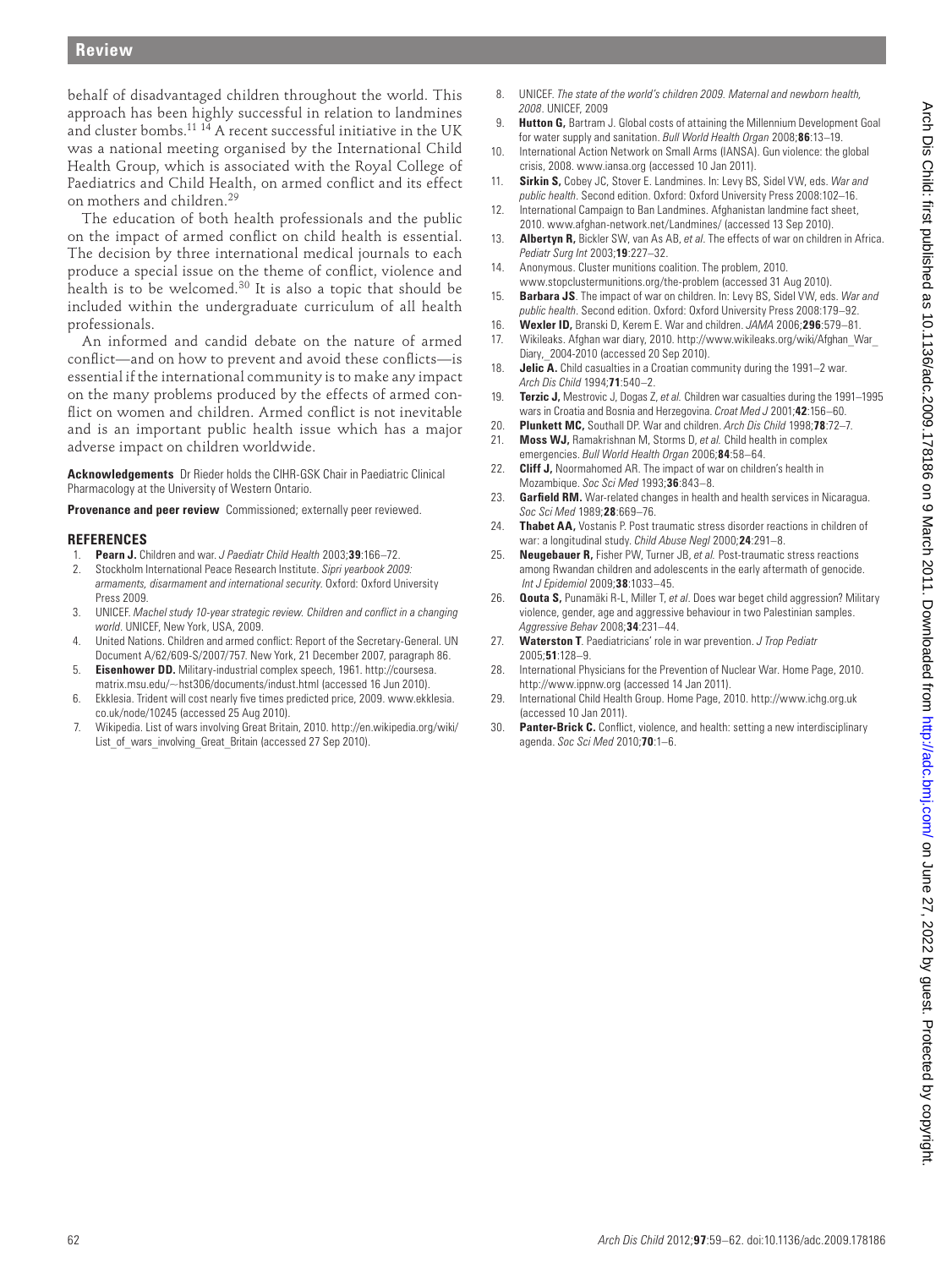behalf of disadvantaged children throughout the world. This approach has been highly successful in relation to landmines and cluster bombs.[11 14] A recent successful initiative in the UK was a national meeting organised by the International Child Health Group, which is associated with the Royal College of Paediatrics and Child Health, on armed conflict and its effect on mothers and children.[29]

The education of both health professionals and the public on the impact of armed conflict on child health is essential. The decision by three international medical journals to each produce a special issue on the theme of conflict, violence and health is to be welcomed.[30] It is also a topic that should be included within the undergraduate curriculum of all health professionals.

An informed and candid debate on the nature of armed conflict—and on how to prevent and avoid these conflicts—is essential if the international community is to make any impact on the many problems produced by the effects of armed conflict on women and children. Armed conflict is not inevitable and is an important public health issue which has a major adverse impact on children worldwide.

**Acknowledgements** Dr Rieder holds the CIHR-GSK Chair in Paediatric Clinical Pharmacology at the University of Western Ontario.

**Provenance and peer review** Commissioned; externally peer reviewed.

## REFERENCES

1. **Pearn J.** Children and war. *J Paediatr Child Health* 2003;**39**:166–72.
2. Stockholm International Peace Research Institute. *Sipri yearbook 2009: armaments, disarmament and international security*. Oxford: Oxford University Press 2009.
3. UNICEF. *Machel study 10-year strategic review. Children and conflict in a changing world*. UNICEF, New York, USA, 2009.
4. United Nations. Children and armed conflict: Report of the Secretary-General. UN Document A/62/609-S/2007/757. New York, 21 December 2007, paragraph 86.
5. **Eisenhower DD.** Military-industrial complex speech, 1961. http://coursesa.matrix.msu.edu/~hst306/documents/indust.html (accessed 16 Jun 2010).
6. Ekklesia. Trident will cost nearly five times predicted price, 2009. www.ekklesia.co.uk/node/10245 (accessed 25 Aug 2010).
7. Wikipedia. List of wars involving Great Britain, 2010. http://en.wikipedia.org/wiki/List_of_wars_involving_Great_Britain (accessed 27 Sep 2010).
8. UNICEF. *The state of the world's children 2009. Maternal and newborn health, 2008*. UNICEF, 2009
9. **Hutton G,** Bartram J. Global costs of attaining the Millennium Development Goal for water supply and sanitation. *Bull World Health Organ* 2008;**86**:13–19.
10. International Action Network on Small Arms (IANSA). Gun violence: the global crisis, 2008. www.iansa.org (accessed 10 Jan 2011).
11. **Sirkin S,** Cobey JC, Stover E. Landmines. In: Levy BS, Sidel VW, eds. *War and public health*. Second edition. Oxford: Oxford University Press 2008:102–16.
12. International Campaign to Ban Landmines. Afghanistan landmine fact sheet, 2010. www.afghan-network.net/Landmines/ (accessed 13 Sep 2010).
13. **Albertyn R,** Bickler SW, van As AB, *et al*. The effects of war on children in Africa. *Pediatr Surg Int* 2003;**19**:227–32.
14. Anonymous. Cluster munitions coalition. The problem, 2010. www.stopclustermunitions.org/the-problem (accessed 31 Aug 2010).
15. **Barbara JS**. The impact of war on children. In: Levy BS, Sidel VW, eds. *War and public health*. Second edition. Oxford: Oxford University Press 2008:179–92.
16. **Wexler ID,** Branski D, Kerem E. War and children. *JAMA* 2006;**296**:579–81.
17. Wikileaks. Afghan war diary, 2010. http://www.wikileaks.org/wiki/Afghan_War_Diary,_2004-2010 (accessed 20 Sep 2010).
18. **Jelic A.** Child casualties in a Croatian community during the 1991–2 war. *Arch Dis Child* 1994;**71**:540–2.
19. **Terzic J,** Mestrovic J, Dogas Z, *et al.* Children war casualties during the 1991–1995 wars in Croatia and Bosnia and Herzegovina. *Croat Med J* 2001;**42**:156–60.
20. **Plunkett MC,** Southall DP. War and children. *Arch Dis Child* 1998;**78**:72–7.
21. **Moss WJ,** Ramakrishnan M, Storms D, *et al.* Child health in complex emergencies. *Bull World Health Organ* 2006;**84**:58–64.
22. **Cliff J,** Noormahomed AR. The impact of war on children's health in Mozambique. *Soc Sci Med* 1993;**36**:843–8.
23. **Garfield RM.** War-related changes in health and health services in Nicaragua. *Soc Sci Med* 1989;**28**:669–76.
24. **Thabet AA,** Vostanis P. Post traumatic stress disorder reactions in children of war: a longitudinal study. *Child Abuse Negl* 2000;**24**:291–8.
25. **Neugebauer R,** Fisher PW, Turner JB, *et al.* Post-traumatic stress reactions among Rwandan children and adolescents in the early aftermath of genocide. *Int J Epidemiol* 2009;**38**:1033–45.
26. **Qouta S,** Punamäki R-L, Miller T, *et al*. Does war beget child aggression? Military violence, gender, age and aggressive behaviour in two Palestinian samples. *Aggressive Behav* 2008;**34**:231–44.
27. **Waterston T**. Paediatricians' role in war prevention. *J Trop Pediatr* 2005;**51**:128–9.
28. International Physicians for the Prevention of Nuclear War. Home Page, 2010. http://www.ippnw.org (accessed 14 Jan 2011).
29. International Child Health Group. Home Page, 2010. http://www.ichg.org.uk (accessed 10 Jan 2011).
30. **Panter-Brick C.** Conflict, violence, and health: setting a new interdisciplinary agenda. *Soc Sci Med* 2010;**70**:1–6.